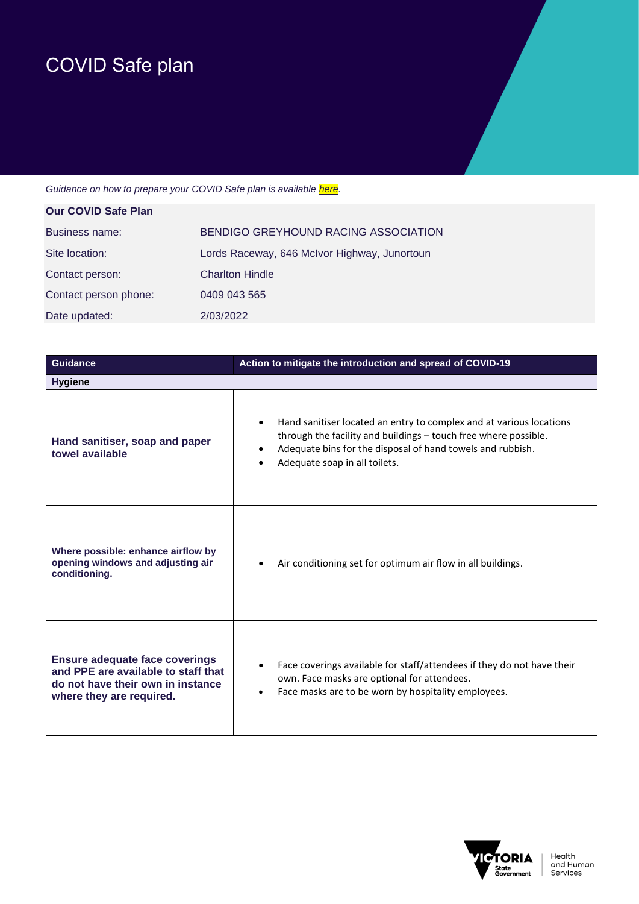# COVID Safe plan

*Guidance on how to prepare your COVID Safe plan is available here.*

| **Our COVID Safe Plan** | |
|---|---|
| Business name: | BENDIGO GREYHOUND RACING ASSOCIATION |
| Site location: | Lords Raceway, 646 McIvor Highway, Junortoun |
| Contact person: | Charlton Hindle |
| Contact person phone: | 0409 043 565 |
| Date updated: | 2/03/2022 |

| Guidance | Action to mitigate the introduction and spread of COVID-19 |
|---|---|
| **Hygiene** | |
| **Hand sanitiser, soap and paper towel available** | • Hand sanitiser located an entry to complex and at various locations through the facility and buildings – touch free where possible.<br>• Adequate bins for the disposal of hand towels and rubbish.<br>• Adequate soap in all toilets. |
| **Where possible: enhance airflow by opening windows and adjusting air conditioning.** | • Air conditioning set for optimum air flow in all buildings. |
| **Ensure adequate face coverings and PPE are available to staff that do not have their own in instance where they are required.** | • Face coverings available for staff/attendees if they do not have their own. Face masks are optional for attendees.<br>• Face masks are to be worn by hospitality employees. |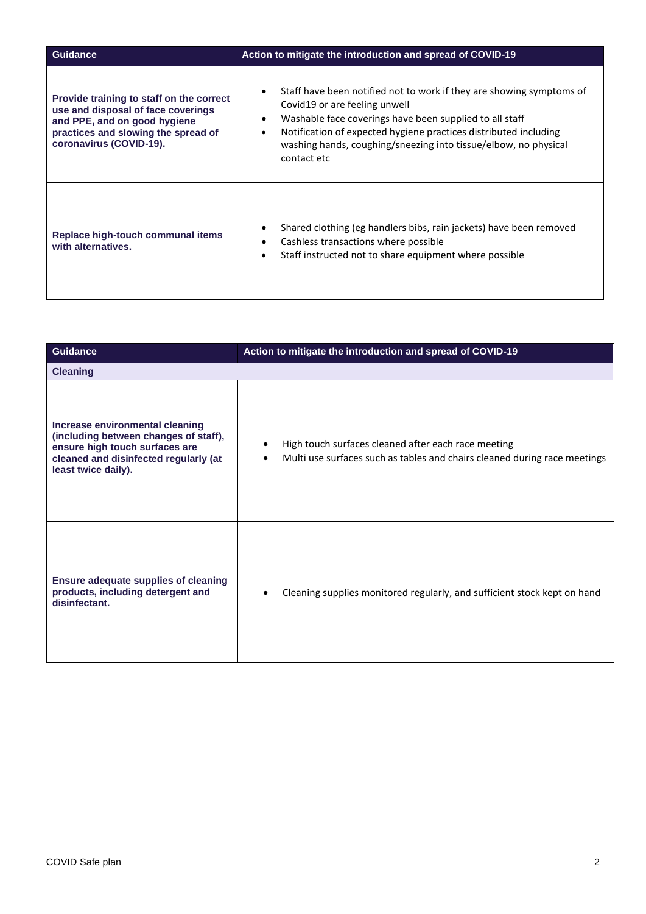| Guidance | Action to mitigate the introduction and spread of COVID-19 |
| --- | --- |
| **Provide training to staff on the correct use and disposal of face coverings and PPE, and on good hygiene practices and slowing the spread of coronavirus (COVID-19).** | • Staff have been notified not to work if they are showing symptoms of Covid19 or are feeling unwell<br>• Washable face coverings have been supplied to all staff<br>• Notification of expected hygiene practices distributed including washing hands, coughing/sneezing into tissue/elbow, no physical contact etc |
| **Replace high-touch communal items with alternatives.** | • Shared clothing (eg handlers bibs, rain jackets) have been removed<br>• Cashless transactions where possible<br>• Staff instructed not to share equipment where possible |

| Guidance | Action to mitigate the introduction and spread of COVID-19 |
| --- | --- |
| **Cleaning** | |
| **Increase environmental cleaning (including between changes of staff), ensure high touch surfaces are cleaned and disinfected regularly (at least twice daily).** | • High touch surfaces cleaned after each race meeting<br>• Multi use surfaces such as tables and chairs cleaned during race meetings |
| **Ensure adequate supplies of cleaning products, including detergent and disinfectant.** | • Cleaning supplies monitored regularly, and sufficient stock kept on hand |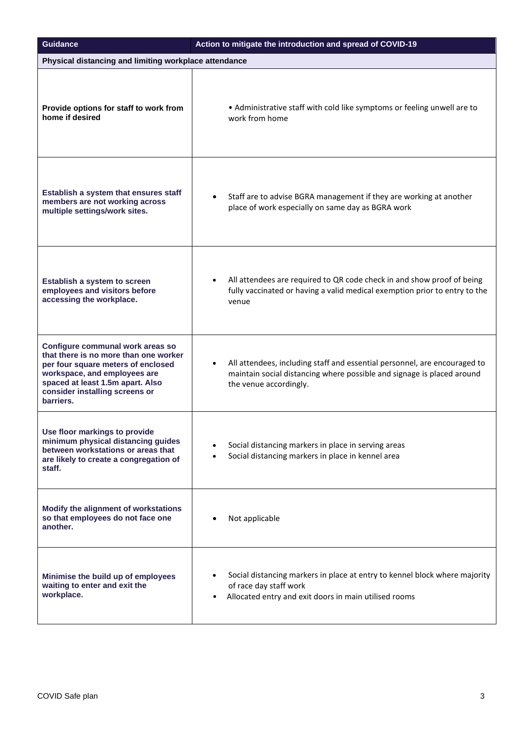| Guidance | Action to mitigate the introduction and spread of COVID-19 |
|---|---|
| **Physical distancing and limiting workplace attendance** | |
| **Provide options for staff to work from home if desired** | • Administrative staff with cold like symptoms or feeling unwell are to work from home |
| **Establish a system that ensures staff members are not working across multiple settings/work sites.** | • Staff are to advise BGRA management if they are working at another place of work especially on same day as BGRA work |
| **Establish a system to screen employees and visitors before accessing the workplace.** | • All attendees are required to QR code check in and show proof of being fully vaccinated or having a valid medical exemption prior to entry to the venue |
| **Configure communal work areas so that there is no more than one worker per four square meters of enclosed workspace, and employees are spaced at least 1.5m apart. Also consider installing screens or barriers.** | • All attendees, including staff and essential personnel, are encouraged to maintain social distancing where possible and signage is placed around the venue accordingly. |
| **Use floor markings to provide minimum physical distancing guides between workstations or areas that are likely to create a congregation of staff.** | • Social distancing markers in place in serving areas<br>• Social distancing markers in place in kennel area |
| **Modify the alignment of workstations so that employees do not face one another.** | • Not applicable |
| **Minimise the build up of employees waiting to enter and exit the workplace.** | • Social distancing markers in place at entry to kennel block where majority of race day staff work<br>• Allocated entry and exit doors in main utilised rooms |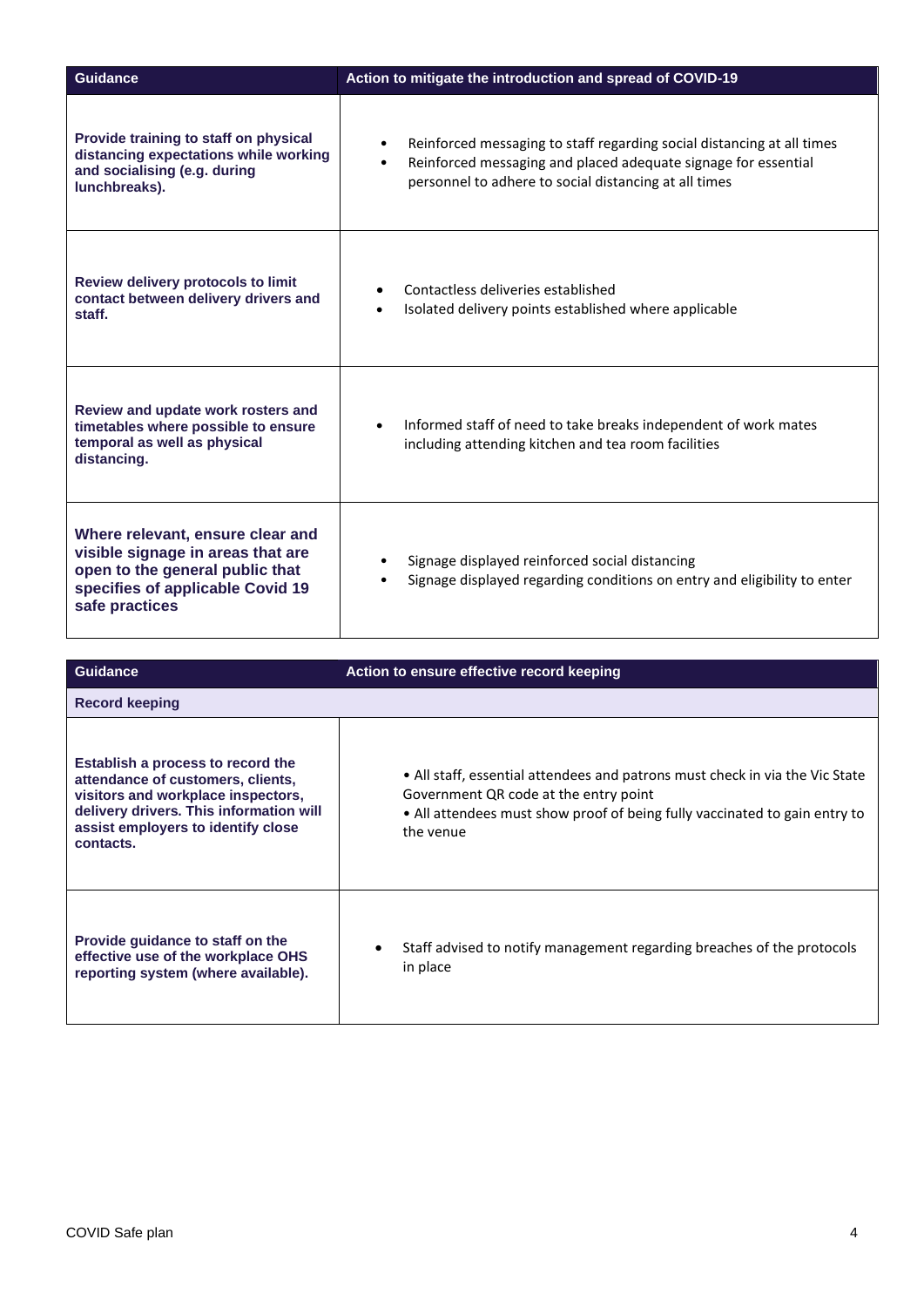| Guidance | Action to mitigate the introduction and spread of COVID-19 |
| --- | --- |
| **Provide training to staff on physical distancing expectations while working and socialising (e.g. during lunchbreaks).** | • Reinforced messaging to staff regarding social distancing at all times<br>• Reinforced messaging and placed adequate signage for essential personnel to adhere to social distancing at all times |
| **Review delivery protocols to limit contact between delivery drivers and staff.** | • Contactless deliveries established<br>• Isolated delivery points established where applicable |
| **Review and update work rosters and timetables where possible to ensure temporal as well as physical distancing.** | • Informed staff of need to take breaks independent of work mates including attending kitchen and tea room facilities |
| **Where relevant, ensure clear and visible signage in areas that are open to the general public that specifies of applicable Covid 19 safe practices** | • Signage displayed reinforced social distancing<br>• Signage displayed regarding conditions on entry and eligibility to enter |

| Guidance | Action to ensure effective record keeping |
| --- | --- |
| **Record keeping** | |
| **Establish a process to record the attendance of customers, clients, visitors and workplace inspectors, delivery drivers. This information will assist employers to identify close contacts.** | • All staff, essential attendees and patrons must check in via the Vic State Government QR code at the entry point<br>• All attendees must show proof of being fully vaccinated to gain entry to the venue |
| **Provide guidance to staff on the effective use of the workplace OHS reporting system (where available).** | • Staff advised to notify management regarding breaches of the protocols in place |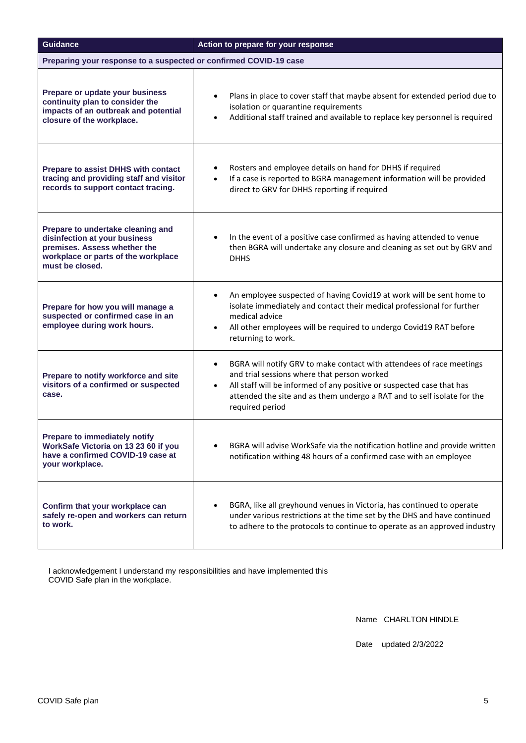| Guidance | Action to prepare for your response |
|---|---|
| **Preparing your response to a suspected or confirmed COVID-19 case** | |
| **Prepare or update your business continuity plan to consider the impacts of an outbreak and potential closure of the workplace.** | • Plans in place to cover staff that maybe absent for extended period due to isolation or quarantine requirements<br>• Additional staff trained and available to replace key personnel is required |
| **Prepare to assist DHHS with contact tracing and providing staff and visitor records to support contact tracing.** | • Rosters and employee details on hand for DHHS if required<br>• If a case is reported to BGRA management information will be provided direct to GRV for DHHS reporting if required |
| **Prepare to undertake cleaning and disinfection at your business premises. Assess whether the workplace or parts of the workplace must be closed.** | • In the event of a positive case confirmed as having attended to venue then BGRA will undertake any closure and cleaning as set out by GRV and DHHS |
| **Prepare for how you will manage a suspected or confirmed case in an employee during work hours.** | • An employee suspected of having Covid19 at work will be sent home to isolate immediately and contact their medical professional for further medical advice<br>• All other employees will be required to undergo Covid19 RAT before returning to work. |
| **Prepare to notify workforce and site visitors of a confirmed or suspected case.** | • BGRA will notify GRV to make contact with attendees of race meetings and trial sessions where that person worked<br>• All staff will be informed of any positive or suspected case that has attended the site and as them undergo a RAT and to self isolate for the required period |
| **Prepare to immediately notify WorkSafe Victoria on 13 23 60 if you have a confirmed COVID-19 case at your workplace.** | • BGRA will advise WorkSafe via the notification hotline and provide written notification withing 48 hours of a confirmed case with an employee |
| **Confirm that your workplace can safely re-open and workers can return to work.** | • BGRA, like all greyhound venues in Victoria, has continued to operate under various restrictions at the time set by the DHS and have continued to adhere to the protocols to continue to operate as an approved industry |

I acknowledgement I understand my responsibilities and have implemented this COVID Safe plan in the workplace.

Name CHARLTON HINDLE

Date updated 2/3/2022